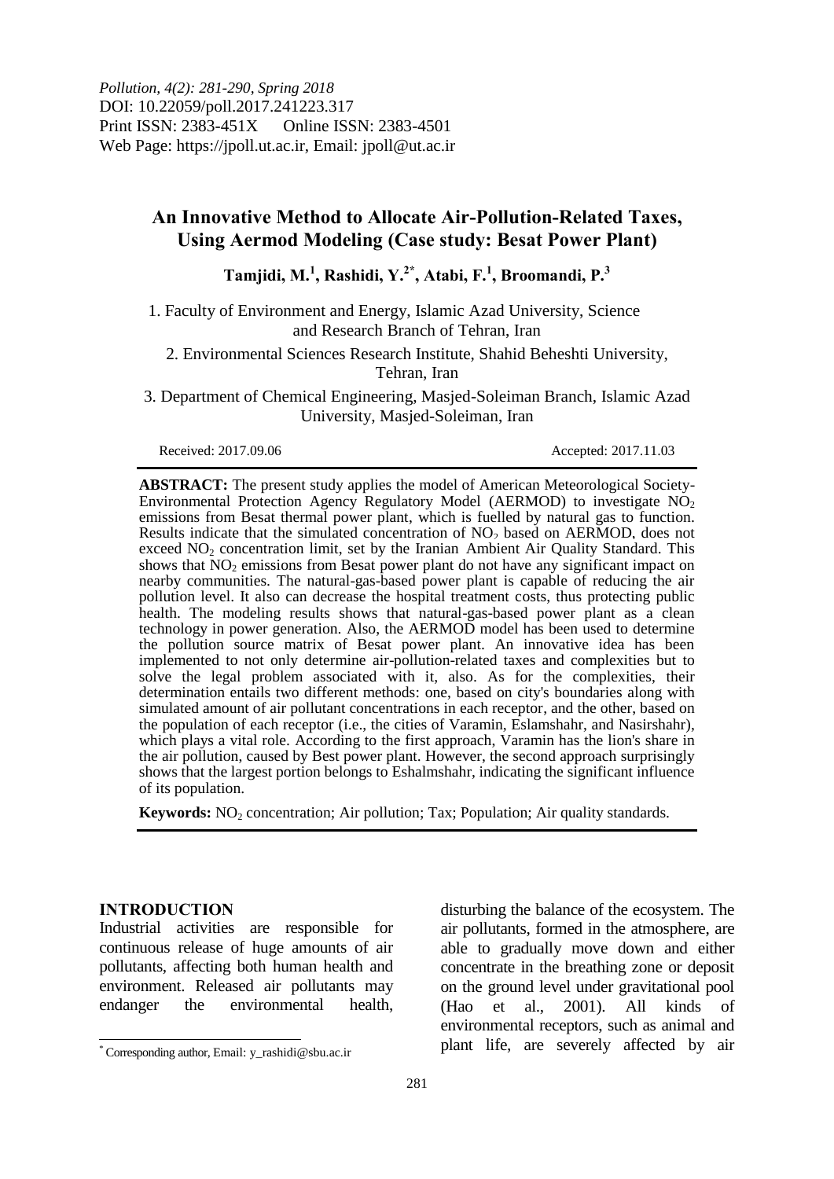*Pollution, 4(2): 281-290, Spring 2018*
DOI: 10.22059/poll.2017.241223.317
Print ISSN: 2383-451X Online ISSN: 2383-4501
Web Page: https://jpoll.ut.ac.ir, Email: jpoll@ut.ac.ir

# An Innovative Method to Allocate Air-Pollution-Related Taxes, Using Aermod Modeling (Case study: Besat Power Plant)

**Tamjidi, M.[1], Rashidi, Y.[2*], Atabi, F.[1], Broomandi, P.[3]**

1. Faculty of Environment and Energy, Islamic Azad University, Science and Research Branch of Tehran, Iran
2. Environmental Sciences Research Institute, Shahid Beheshti University, Tehran, Iran
3. Department of Chemical Engineering, Masjed-Soleiman Branch, Islamic Azad University, Masjed-Soleiman, Iran

Received: 2017.09.06 Accepted: 2017.11.03

**ABSTRACT:** The present study applies the model of American Meteorological Society-Environmental Protection Agency Regulatory Model (AERMOD) to investigate $NO_2$ emissions from Besat thermal power plant, which is fuelled by natural gas to function. Results indicate that the simulated concentration of $NO_2$ based on AERMOD, does not exceed $NO_2$ concentration limit, set by the Iranian Ambient Air Quality Standard. This shows that $NO_2$ emissions from Besat power plant do not have any significant impact on nearby communities. The natural-gas-based power plant is capable of reducing the air pollution level. It also can decrease the hospital treatment costs, thus protecting public health. The modeling results shows that natural-gas-based power plant as a clean technology in power generation. Also, the AERMOD model has been used to determine the pollution source matrix of Besat power plant. An innovative idea has been implemented to not only determine air-pollution-related taxes and complexities but to solve the legal problem associated with it, also. As for the complexities, their determination entails two different methods: one, based on city's boundaries along with simulated amount of air pollutant concentrations in each receptor, and the other, based on the population of each receptor (i.e., the cities of Varamin, Eslamshahr, and Nasirshahr), which plays a vital role. According to the first approach, Varamin has the lion's share in the air pollution, caused by Best power plant. However, the second approach surprisingly shows that the largest portion belongs to Eshalmshahr, indicating the significant influence of its population.

**Keywords:** $NO_2$ concentration; Air pollution; Tax; Population; Air quality standards.

## INTRODUCTION

Industrial activities are responsible for continuous release of huge amounts of air pollutants, affecting both human health and environment. Released air pollutants may endanger the environmental health, disturbing the balance of the ecosystem. The air pollutants, formed in the atmosphere, are able to gradually move down and either concentrate in the breathing zone or deposit on the ground level under gravitational pool (Hao et al., 2001). All kinds of environmental receptors, such as animal and plant life, are severely affected by air

[*] Corresponding author, Email: y_rashidi@sbu.ac.ir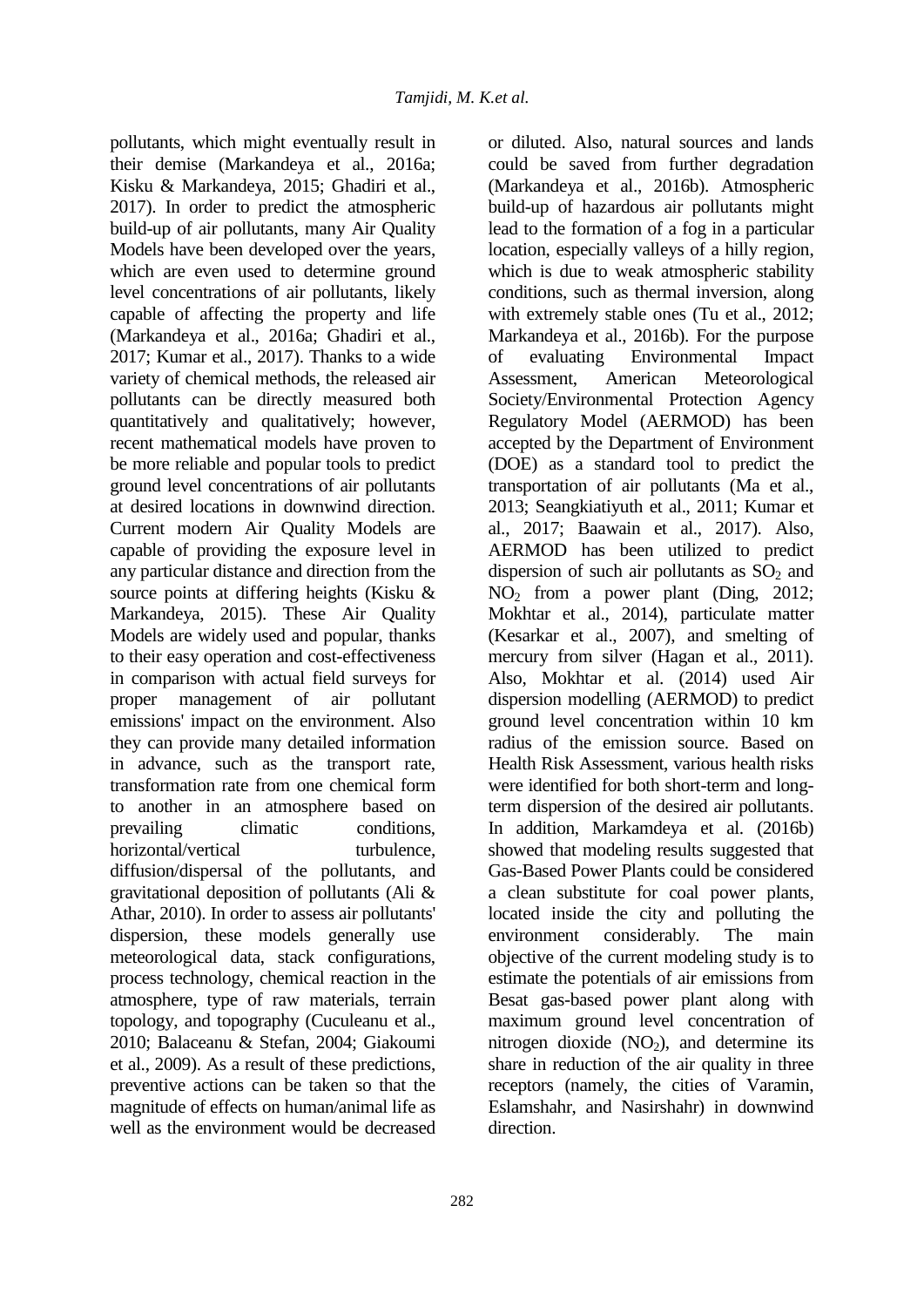pollutants, which might eventually result in their demise (Markandeya et al., 2016a; Kisku & Markandeya, 2015; Ghadiri et al., 2017). In order to predict the atmospheric build-up of air pollutants, many Air Quality Models have been developed over the years, which are even used to determine ground level concentrations of air pollutants, likely capable of affecting the property and life (Markandeya et al., 2016a; Ghadiri et al., 2017; Kumar et al., 2017). Thanks to a wide variety of chemical methods, the released air pollutants can be directly measured both quantitatively and qualitatively; however, recent mathematical models have proven to be more reliable and popular tools to predict ground level concentrations of air pollutants at desired locations in downwind direction. Current modern Air Quality Models are capable of providing the exposure level in any particular distance and direction from the source points at differing heights (Kisku & Markandeya, 2015). These Air Quality Models are widely used and popular, thanks to their easy operation and cost-effectiveness in comparison with actual field surveys for proper management of air pollutant emissions' impact on the environment. Also they can provide many detailed information in advance, such as the transport rate, transformation rate from one chemical form to another in an atmosphere based on prevailing climatic conditions, horizontal/vertical turbulence, diffusion/dispersal of the pollutants, and gravitational deposition of pollutants (Ali & Athar, 2010). In order to assess air pollutants' dispersion, these models generally use meteorological data, stack configurations, process technology, chemical reaction in the atmosphere, type of raw materials, terrain topology, and topography (Cuculeanu et al., 2010; Balaceanu & Stefan, 2004; Giakoumi et al., 2009). As a result of these predictions, preventive actions can be taken so that the magnitude of effects on human/animal life as well as the environment would be decreased or diluted. Also, natural sources and lands could be saved from further degradation (Markandeya et al., 2016b). Atmospheric build-up of hazardous air pollutants might lead to the formation of a fog in a particular location, especially valleys of a hilly region, which is due to weak atmospheric stability conditions, such as thermal inversion, along with extremely stable ones (Tu et al., 2012; Markandeya et al., 2016b). For the purpose of evaluating Environmental Impact Assessment, American Meteorological Society/Environmental Protection Agency Regulatory Model (AERMOD) has been accepted by the Department of Environment (DOE) as a standard tool to predict the transportation of air pollutants (Ma et al., 2013; Seangkiatiyuth et al., 2011; Kumar et al., 2017; Baawain et al., 2017). Also, AERMOD has been utilized to predict dispersion of such air pollutants as $SO_2$ and $NO_2$ from a power plant (Ding, 2012; Mokhtar et al., 2014), particulate matter (Kesarkar et al., 2007), and smelting of mercury from silver (Hagan et al., 2011). Also, Mokhtar et al. (2014) used Air dispersion modelling (AERMOD) to predict ground level concentration within 10 km radius of the emission source. Based on Health Risk Assessment, various health risks were identified for both short-term and long-term dispersion of the desired air pollutants. In addition, Markamdeya et al. (2016b) showed that modeling results suggested that Gas-Based Power Plants could be considered a clean substitute for coal power plants, located inside the city and polluting the environment considerably. The main objective of the current modeling study is to estimate the potentials of air emissions from Besat gas-based power plant along with maximum ground level concentration of nitrogen dioxide ($NO_2$), and determine its share in reduction of the air quality in three receptors (namely, the cities of Varamin, Eslamshahr, and Nasirshahr) in downwind direction.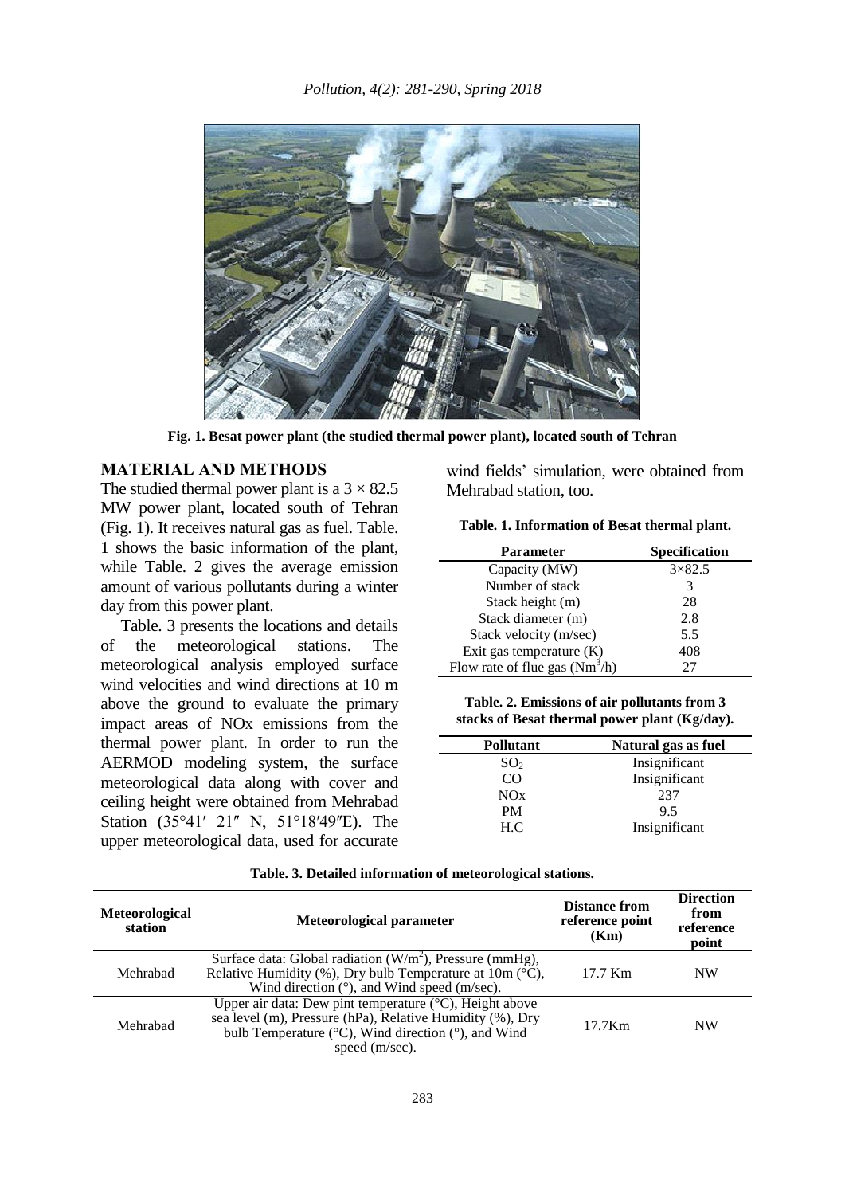Fig. 1. Besat power plant (the studied thermal power plant), located south of Tehran

## MATERIAL AND METHODS

The studied thermal power plant is a $3 \times 82.5$ MW power plant, located south of Tehran (Fig. 1). It receives natural gas as fuel. Table. 1 shows the basic information of the plant, while Table. 2 gives the average emission amount of various pollutants during a winter day from this power plant.

Table. 3 presents the locations and details of the meteorological stations. The meteorological analysis employed surface wind velocities and wind directions at 10 m above the ground to evaluate the primary impact areas of NOx emissions from the thermal power plant. In order to run the AERMOD modeling system, the surface meteorological data along with cover and ceiling height were obtained from Mehrabad Station (35°41′ 21″ N, 51°18′49″E). The upper meteorological data, used for accurate wind fields' simulation, were obtained from Mehrabad station, too.

**Table. 1. Information of Besat thermal plant.**

| Parameter | Specification |
|---|---|
| Capacity (MW) | 3×82.5 |
| Number of stack | 3 |
| Stack height (m) | 28 |
| Stack diameter (m) | 2.8 |
| Stack velocity (m/sec) | 5.5 |
| Exit gas temperature (K) | 408 |
| Flow rate of flue gas ($Nm^3$/h) | 27 |

**Table. 2. Emissions of air pollutants from 3 stacks of Besat thermal power plant (Kg/day).**

| Pollutant | Natural gas as fuel |
|---|---|
| $SO_2$ | Insignificant |
| CO | Insignificant |
| NOx | 237 |
| PM | 9.5 |
| H.C | Insignificant |

**Table. 3. Detailed information of meteorological stations.**

| Meteorological station | Meteorological parameter | Distance from reference point (Km) | Direction from reference point |
|---|---|---|---|
| Mehrabad | Surface data: Global radiation ($W/m^2$), Pressure (mmHg), Relative Humidity (%), Dry bulb Temperature at 10m (°C), Wind direction (°), and Wind speed (m/sec). | 17.7 Km | NW |
| Mehrabad | Upper air data: Dew pint temperature (°C), Height above sea level (m), Pressure (hPa), Relative Humidity (%), Dry bulb Temperature (°C), Wind direction (°), and Wind speed (m/sec). | 17.7Km | NW |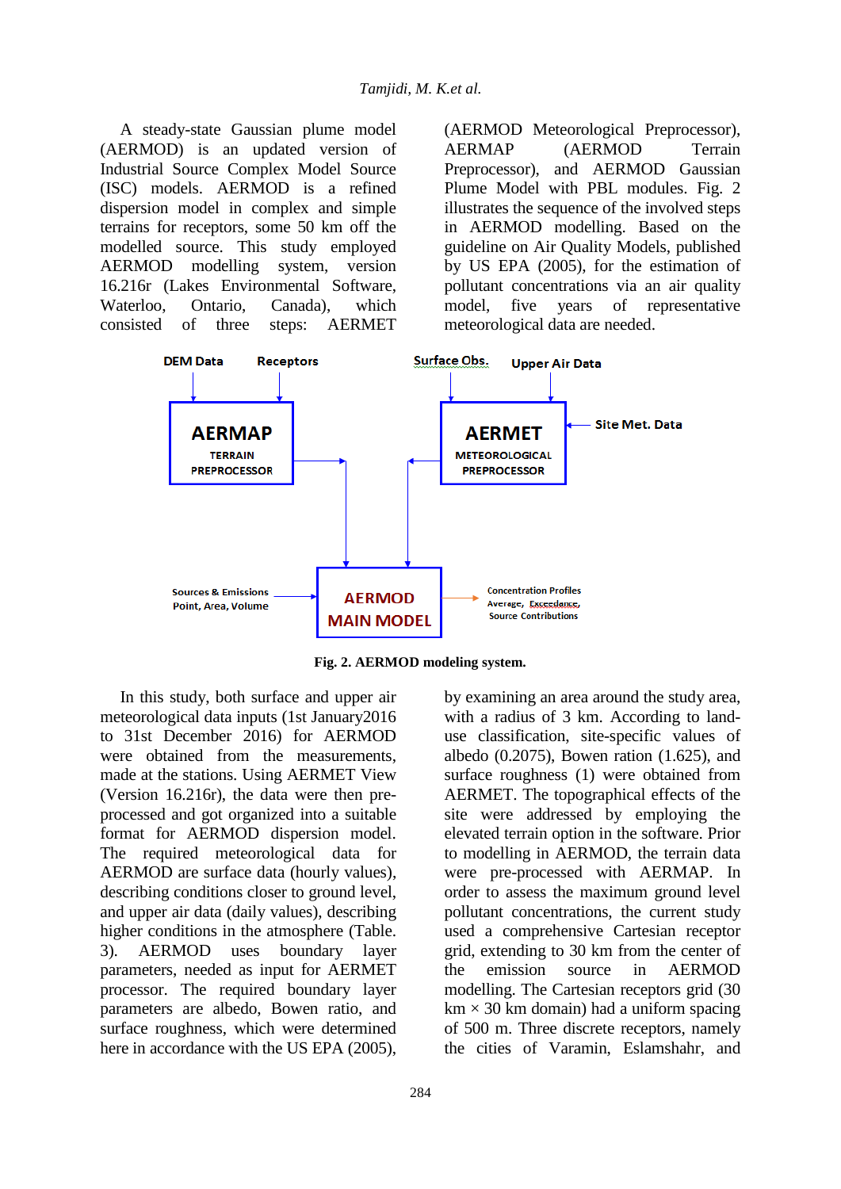A steady-state Gaussian plume model (AERMOD) is an updated version of Industrial Source Complex Model Source (ISC) models. AERMOD is a refined dispersion model in complex and simple terrains for receptors, some 50 km off the modelled source. This study employed AERMOD modelling system, version 16.216r (Lakes Environmental Software, Waterloo, Ontario, Canada), which consisted of three steps: AERMET (AERMOD Meteorological Preprocessor), AERMAP (AERMOD Terrain Preprocessor), and AERMOD Gaussian Plume Model with PBL modules. Fig. 2 illustrates the sequence of the involved steps in AERMOD modelling. Based on the guideline on Air Quality Models, published by US EPA (2005), for the estimation of pollutant concentrations via an air quality model, five years of representative meteorological data are needed.

DEM Data | Receptors | Surface Obs. | Upper Air Data

AERMAP TERRAIN PREPROCESSOR

AERMET METEOROLOGICAL PREPROCESSOR ← Site Met. Data

Sources & Emissions Point, Area, Volume → AERMOD MAIN MODEL → Concentration Profiles Average, Exceedance, Source Contributions

**Fig. 2. AERMOD modeling system.**

In this study, both surface and upper air meteorological data inputs (1st January2016 to 31st December 2016) for AERMOD were obtained from the measurements, made at the stations. Using AERMET View (Version 16.216r), the data were then pre-processed and got organized into a suitable format for AERMOD dispersion model. The required meteorological data for AERMOD are surface data (hourly values), describing conditions closer to ground level, and upper air data (daily values), describing higher conditions in the atmosphere (Table. 3). AERMOD uses boundary layer parameters, needed as input for AERMET processor. The required boundary layer parameters are albedo, Bowen ratio, and surface roughness, which were determined here in accordance with the US EPA (2005), by examining an area around the study area, with a radius of 3 km. According to land-use classification, site-specific values of albedo (0.2075), Bowen ration (1.625), and surface roughness (1) were obtained from AERMET. The topographical effects of the site were addressed by employing the elevated terrain option in the software. Prior to modelling in AERMOD, the terrain data were pre-processed with AERMAP. In order to assess the maximum ground level pollutant concentrations, the current study used a comprehensive Cartesian receptor grid, extending to 30 km from the center of the emission source in AERMOD modelling. The Cartesian receptors grid (30 km × 30 km domain) had a uniform spacing of 500 m. Three discrete receptors, namely the cities of Varamin, Eslamshahr, and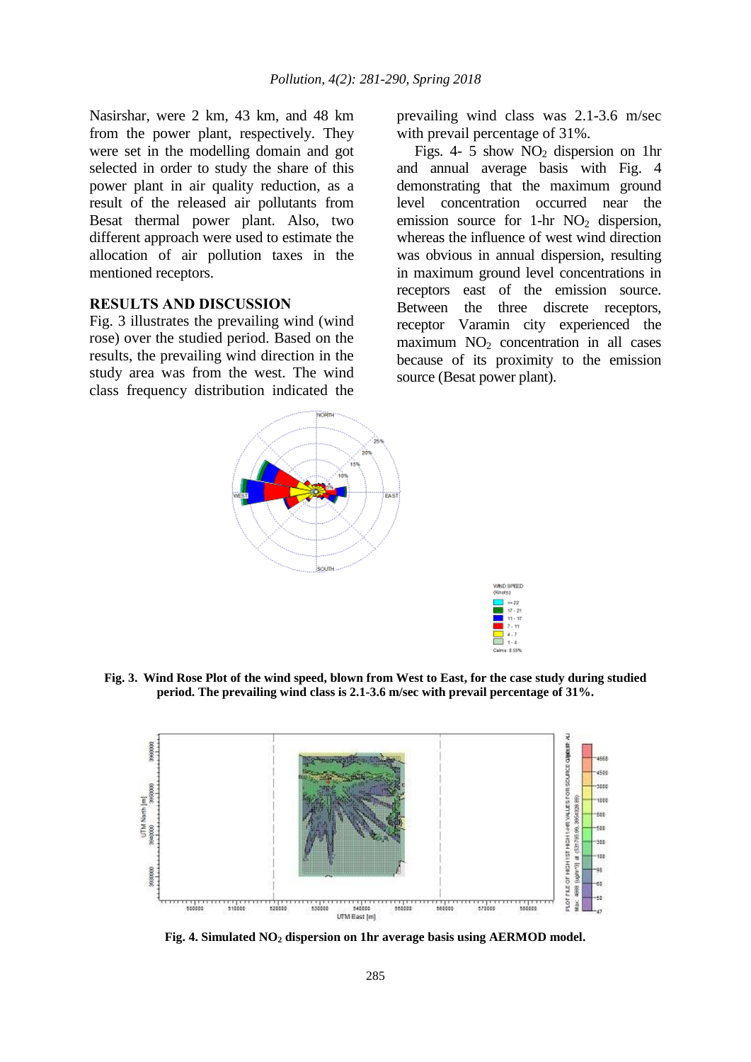Nasirshar, were 2 km, 43 km, and 48 km from the power plant, respectively. They were set in the modelling domain and got selected in order to study the share of this power plant in air quality reduction, as a result of the released air pollutants from Besat thermal power plant. Also, two different approach were used to estimate the allocation of air pollution taxes in the mentioned receptors.

## RESULTS AND DISCUSSION

Fig. 3 illustrates the prevailing wind (wind rose) over the studied period. Based on the results, the prevailing wind direction in the study area was from the west. The wind class frequency distribution indicated the prevailing wind class was 2.1-3.6 m/sec with prevail percentage of 31%.

Figs. 4- 5 show $NO_2$ dispersion on 1hr and annual average basis with Fig. 4 demonstrating that the maximum ground level concentration occurred near the emission source for 1-hr $NO_2$ dispersion, whereas the influence of west wind direction was obvious in annual dispersion, resulting in maximum ground level concentrations in receptors east of the emission source. Between the three discrete receptors, receptor Varamin city experienced the maximum $NO_2$ concentration in all cases because of its proximity to the emission source (Besat power plant).

**Fig. 3. Wind Rose Plot of the wind speed, blown from West to East, for the case study during studied period. The prevailing wind class is 2.1-3.6 m/sec with prevail percentage of 31%.**

**Fig. 4. Simulated $NO_2$ dispersion on 1hr average basis using AERMOD model.**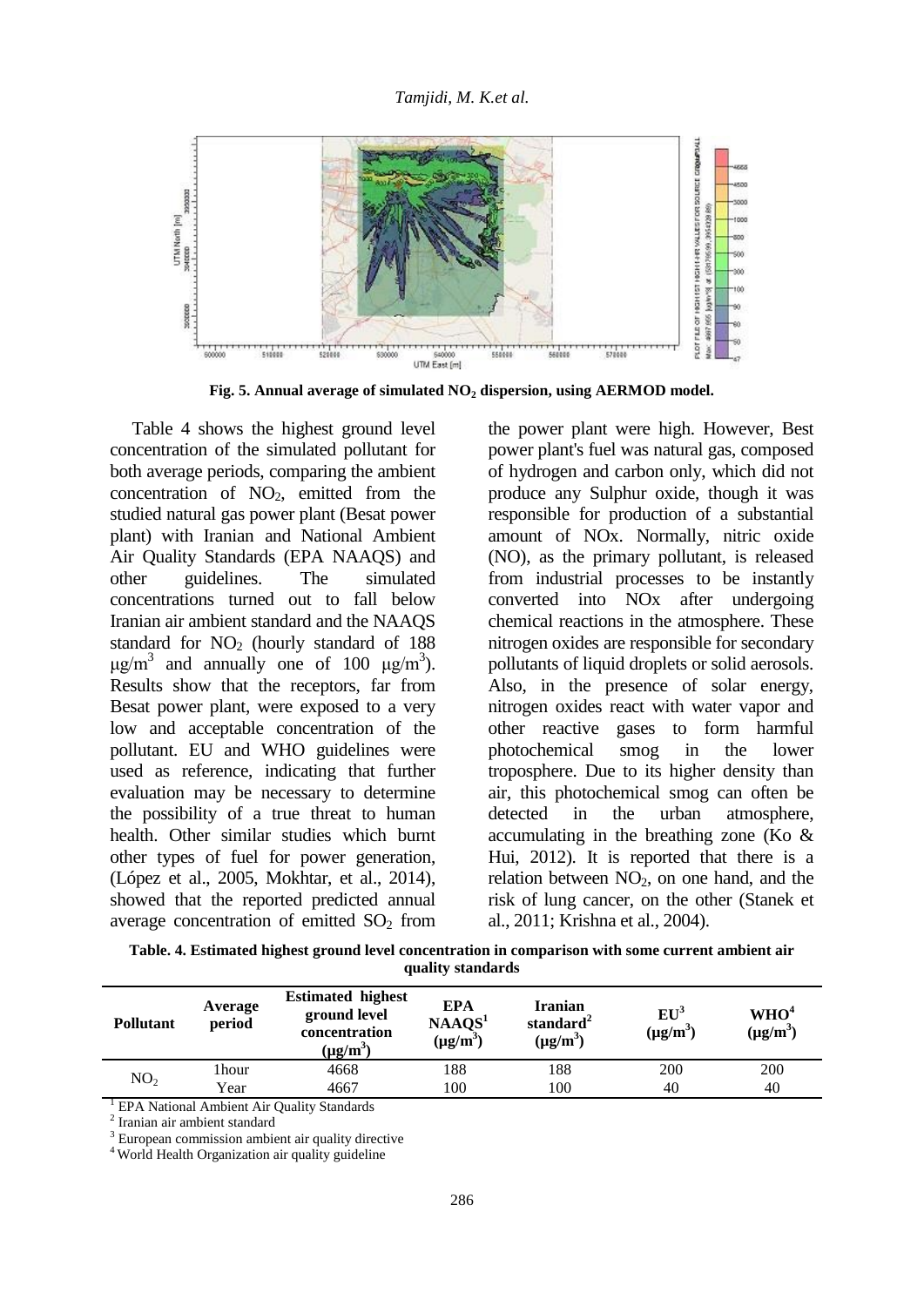Fig. 5. Annual average of simulated $NO_2$ dispersion, using AERMOD model.

Table 4 shows the highest ground level concentration of the simulated pollutant for both average periods, comparing the ambient concentration of $NO_2$, emitted from the studied natural gas power plant (Besat power plant) with Iranian and National Ambient Air Quality Standards (EPA NAAQS) and other guidelines. The simulated concentrations turned out to fall below Iranian air ambient standard and the NAAQS standard for $NO_2$ (hourly standard of 188 $\mu g/m^3$ and annually one of 100 $\mu g/m^3$). Results show that the receptors, far from Besat power plant, were exposed to a very low and acceptable concentration of the pollutant. EU and WHO guidelines were used as reference, indicating that further evaluation may be necessary to determine the possibility of a true threat to human health. Other similar studies which burnt other types of fuel for power generation, (López et al., 2005, Mokhtar, et al., 2014), showed that the reported predicted annual average concentration of emitted $SO_2$ from the power plant were high. However, Best power plant's fuel was natural gas, composed of hydrogen and carbon only, which did not produce any Sulphur oxide, though it was responsible for production of a substantial amount of NOx. Normally, nitric oxide (NO), as the primary pollutant, is released from industrial processes to be instantly converted into NOx after undergoing chemical reactions in the atmosphere. These nitrogen oxides are responsible for secondary pollutants of liquid droplets or solid aerosols. Also, in the presence of solar energy, nitrogen oxides react with water vapor and other reactive gases to form harmful photochemical smog in the lower troposphere. Due to its higher density than air, this photochemical smog can often be detected in the urban atmosphere, accumulating in the breathing zone (Ko & Hui, 2012). It is reported that there is a relation between $NO_2$, on one hand, and the risk of lung cancer, on the other (Stanek et al., 2011; Krishna et al., 2004).

**Table. 4. Estimated highest ground level concentration in comparison with some current ambient air quality standards**

| Pollutant | Average period | Estimated highest ground level concentration ($\mu g/m^3$) | EPA NAAQS[1] ($\mu g/m^3$) | Iranian standard[2] ($\mu g/m^3$) | EU[3] ($\mu g/m^3$) | WHO[4] ($\mu g/m^3$) |
|---|---|---|---|---|---|---|
| $NO_2$ | 1hour | 4668 | 188 | 188 | 200 | 200 |
| | Year | 4667 | 100 | 100 | 40 | 40 |

[1] EPA National Ambient Air Quality Standards
[2] Iranian air ambient standard
[3] European commission ambient air quality directive
[4] World Health Organization air quality guideline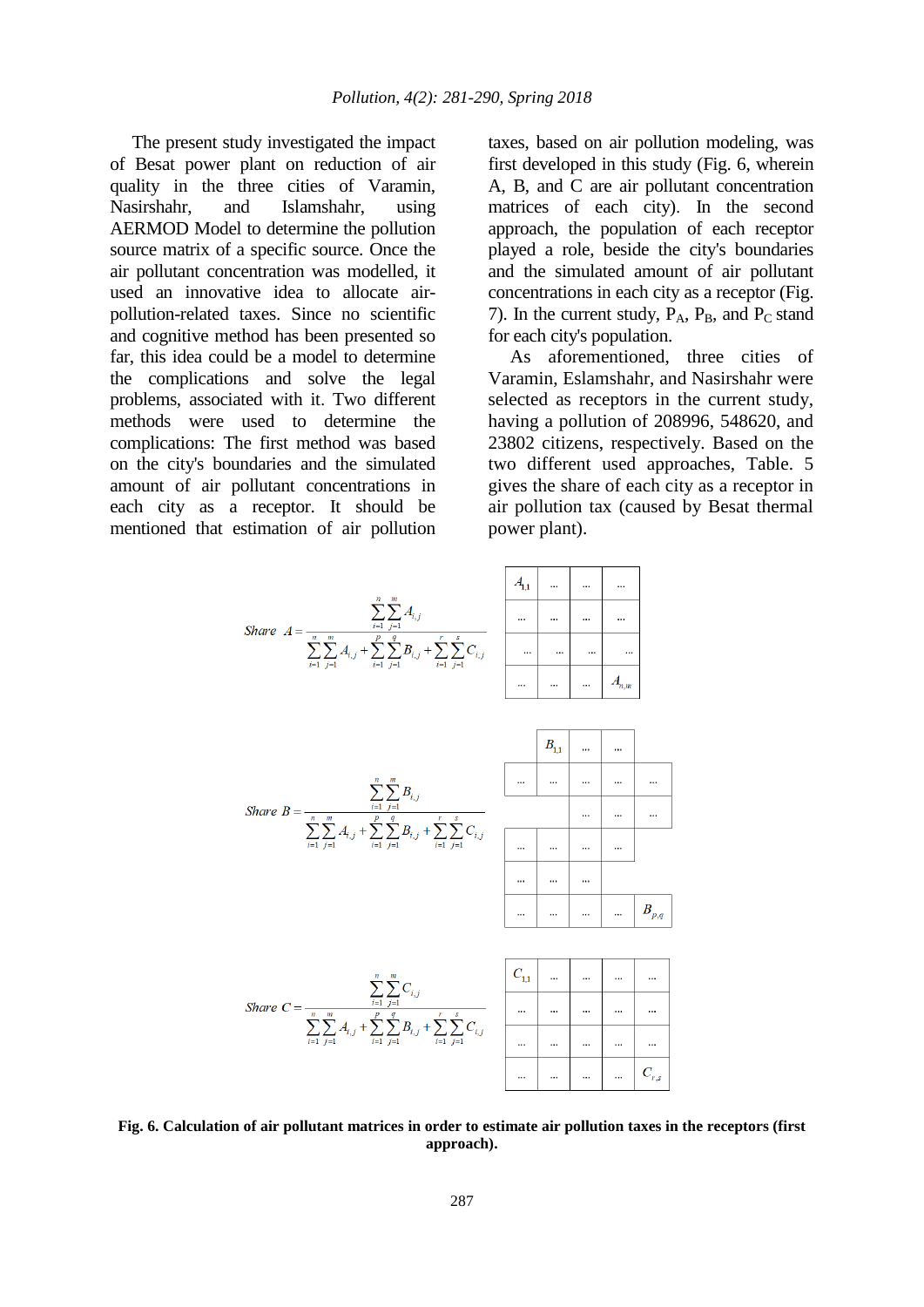The present study investigated the impact of Besat power plant on reduction of air quality in the three cities of Varamin, Nasirshahr, and Islamshahr, using AERMOD Model to determine the pollution source matrix of a specific source. Once the air pollutant concentration was modelled, it used an innovative idea to allocate air-pollution-related taxes. Since no scientific and cognitive method has been presented so far, this idea could be a model to determine the complications and solve the legal problems, associated with it. Two different methods were used to determine the complications: The first method was based on the city's boundaries and the simulated amount of air pollutant concentrations in each city as a receptor. It should be mentioned that estimation of air pollution taxes, based on air pollution modeling, was first developed in this study (Fig. 6, wherein A, B, and C are air pollutant concentration matrices of each city). In the second approach, the population of each receptor played a role, beside the city's boundaries and the simulated amount of air pollutant concentrations in each city as a receptor (Fig. 7). In the current study, $P_A$, $P_B$, and $P_C$ stand for each city's population.

As aforementioned, three cities of Varamin, Eslamshahr, and Nasirshahr were selected as receptors in the current study, having a pollution of 208996, 548620, and 23802 citizens, respectively. Based on the two different used approaches, Table. 5 gives the share of each city as a receptor in air pollution tax (caused by Besat thermal power plant).

$$Share\ A = \frac{\sum_{i=1}^{n}\sum_{j=1}^{m} A_{i,j}}{\sum_{i=1}^{n}\sum_{j=1}^{m} A_{i,j} + \sum_{i=1}^{p}\sum_{j=1}^{q} B_{i,j} + \sum_{i=1}^{r}\sum_{j=1}^{s} C_{i,j}}$$

| $A_{1,1}$ | ... | ... | ... |
|---|---|---|---|
| ... | ... | ... | ... |
| ... | ... | ... | ... |
| ... | ... | ... | $A_{n,m}$ |

$$Share\ B = \frac{\sum_{i=1}^{n}\sum_{j=1}^{m} B_{i,j}}{\sum_{i=1}^{n}\sum_{j=1}^{m} A_{i,j} + \sum_{i=1}^{p}\sum_{j=1}^{q} B_{i,j} + \sum_{i=1}^{r}\sum_{j=1}^{s} C_{i,j}}$$

| | $B_{1,1}$ | ... | ... | |
|---|---|---|---|---|
| ... | ... | ... | ... | ... |
| | | ... | ... | ... |
| ... | ... | ... | ... | |
| ... | ... | ... | | |
| ... | ... | ... | ... | $B_{p,q}$ |

$$Share\ C = \frac{\sum_{i=1}^{n}\sum_{j=1}^{m} C_{i,j}}{\sum_{i=1}^{n}\sum_{j=1}^{m} A_{i,j} + \sum_{i=1}^{p}\sum_{j=1}^{q} B_{i,j} + \sum_{i=1}^{r}\sum_{j=1}^{s} C_{i,j}}$$

| $C_{1,1}$ | ... | ... | ... | ... |
|---|---|---|---|---|
| ... | ... | ... | ... | ... |
| ... | ... | ... | ... | ... |
| ... | ... | ... | ... | $C_{r,s}$ |

**Fig. 6. Calculation of air pollutant matrices in order to estimate air pollution taxes in the receptors (first approach).**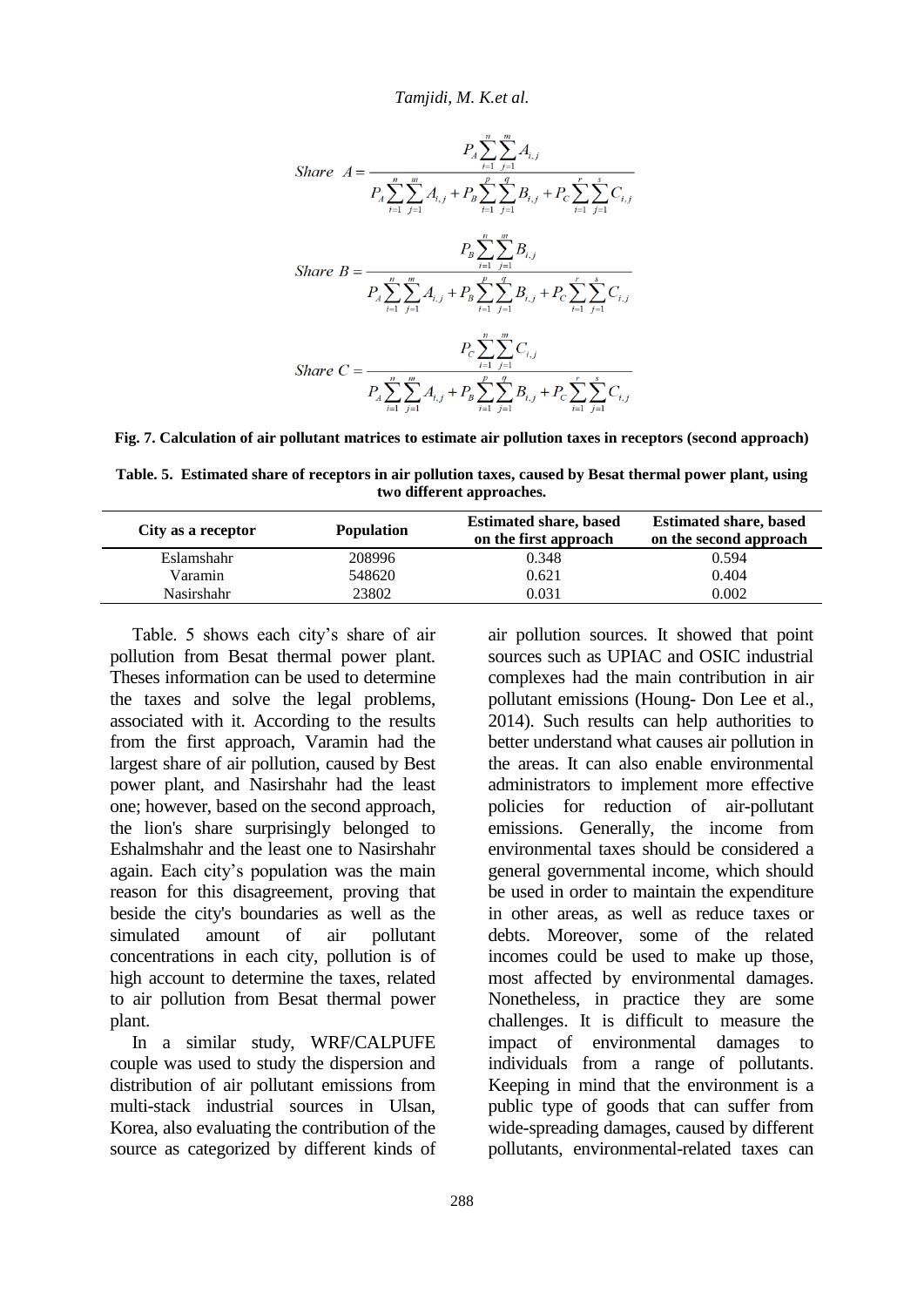$$Share\ \ A = \frac{P_A \sum_{i=1}^{n}\sum_{j=1}^{m} A_{i,j}}{P_A \sum_{i=1}^{n}\sum_{j=1}^{m} A_{i,j} + P_B \sum_{i=1}^{p}\sum_{j=1}^{q} B_{i,j} + P_C \sum_{i=1}^{r}\sum_{j=1}^{s} C_{i,j}}$$

$$Share\ \ B = \frac{P_B \sum_{i=1}^{n}\sum_{j=1}^{m} B_{i,j}}{P_A \sum_{i=1}^{n}\sum_{j=1}^{m} A_{i,j} + P_B \sum_{i=1}^{p}\sum_{j=1}^{q} B_{i,j} + P_C \sum_{i=1}^{r}\sum_{j=1}^{s} C_{i,j}}$$

$$Share\ \ C = \frac{P_C \sum_{i=1}^{n}\sum_{j=1}^{m} C_{i,j}}{P_A \sum_{i=1}^{n}\sum_{j=1}^{m} A_{i,j} + P_B \sum_{i=1}^{p}\sum_{j=1}^{q} B_{i,j} + P_C \sum_{i=1}^{r}\sum_{j=1}^{s} C_{i,j}}$$

**Fig. 7. Calculation of air pollutant matrices to estimate air pollution taxes in receptors (second approach)**

**Table. 5. Estimated share of receptors in air pollution taxes, caused by Besat thermal power plant, using two different approaches.**

| City as a receptor | Population | Estimated share, based on the first approach | Estimated share, based on the second approach |
|---|---|---|---|
| Eslamshahr | 208996 | 0.348 | 0.594 |
| Varamin | 548620 | 0.621 | 0.404 |
| Nasirshahr | 23802 | 0.031 | 0.002 |

Table. 5 shows each city's share of air pollution from Besat thermal power plant. Theses information can be used to determine the taxes and solve the legal problems, associated with it. According to the results from the first approach, Varamin had the largest share of air pollution, caused by Best power plant, and Nasirshahr had the least one; however, based on the second approach, the lion's share surprisingly belonged to Eshalmshahr and the least one to Nasirshahr again. Each city's population was the main reason for this disagreement, proving that beside the city's boundaries as well as the simulated amount of air pollutant concentrations in each city, pollution is of high account to determine the taxes, related to air pollution from Besat thermal power plant.

In a similar study, WRF/CALPUFE couple was used to study the dispersion and distribution of air pollutant emissions from multi-stack industrial sources in Ulsan, Korea, also evaluating the contribution of the source as categorized by different kinds of air pollution sources. It showed that point sources such as UPIAC and OSIC industrial complexes had the main contribution in air pollutant emissions (Houng- Don Lee et al., 2014). Such results can help authorities to better understand what causes air pollution in the areas. It can also enable environmental administrators to implement more effective policies for reduction of air-pollutant emissions. Generally, the income from environmental taxes should be considered a general governmental income, which should be used in order to maintain the expenditure in other areas, as well as reduce taxes or debts. Moreover, some of the related incomes could be used to make up those, most affected by environmental damages. Nonetheless, in practice they are some challenges. It is difficult to measure the impact of environmental damages to individuals from a range of pollutants. Keeping in mind that the environment is a public type of goods that can suffer from wide-spreading damages, caused by different pollutants, environmental-related taxes can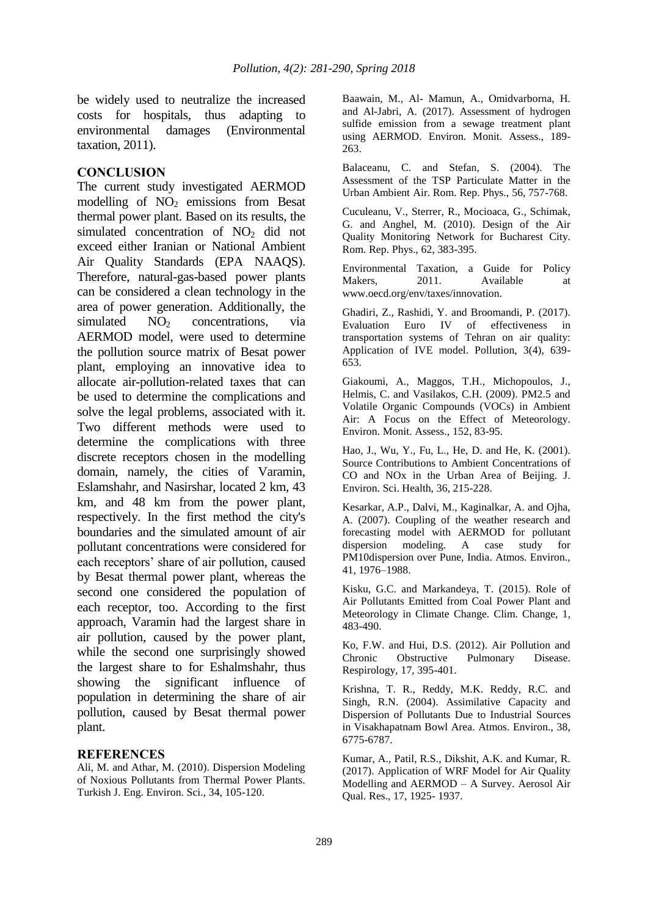be widely used to neutralize the increased costs for hospitals, thus adapting to environmental damages (Environmental taxation, 2011).

## CONCLUSION

The current study investigated AERMOD modelling of $NO_2$ emissions from Besat thermal power plant. Based on its results, the simulated concentration of $NO_2$ did not exceed either Iranian or National Ambient Air Quality Standards (EPA NAAQS). Therefore, natural-gas-based power plants can be considered a clean technology in the area of power generation. Additionally, the simulated $NO_2$ concentrations, via AERMOD model, were used to determine the pollution source matrix of Besat power plant, employing an innovative idea to allocate air-pollution-related taxes that can be used to determine the complications and solve the legal problems, associated with it. Two different methods were used to determine the complications with three discrete receptors chosen in the modelling domain, namely, the cities of Varamin, Eslamshahr, and Nasirshar, located 2 km, 43 km, and 48 km from the power plant, respectively. In the first method the city's boundaries and the simulated amount of air pollutant concentrations were considered for each receptors' share of air pollution, caused by Besat thermal power plant, whereas the second one considered the population of each receptor, too. According to the first approach, Varamin had the largest share in air pollution, caused by the power plant, while the second one surprisingly showed the largest share to for Eshalmshahr, thus showing the significant influence of population in determining the share of air pollution, caused by Besat thermal power plant.

## REFERENCES

Ali, M. and Athar, M. (2010). Dispersion Modeling of Noxious Pollutants from Thermal Power Plants. Turkish J. Eng. Environ. Sci., 34, 105-120.

Baawain, M., Al- Mamun, A., Omidvarborna, H. and Al-Jabri, A. (2017). Assessment of hydrogen sulfide emission from a sewage treatment plant using AERMOD. Environ. Monit. Assess., 189-263.

Balaceanu, C. and Stefan, S. (2004). The Assessment of the TSP Particulate Matter in the Urban Ambient Air. Rom. Rep. Phys., 56, 757-768.

Cuculeanu, V., Sterrer, R., Mocioaca, G., Schimak, G. and Anghel, M. (2010). Design of the Air Quality Monitoring Network for Bucharest City. Rom. Rep. Phys., 62, 383-395.

Environmental Taxation, a Guide for Policy Makers, 2011. Available at www.oecd.org/env/taxes/innovation.

Ghadiri, Z., Rashidi, Y. and Broomandi, P. (2017). Evaluation Euro IV of effectiveness in transportation systems of Tehran on air quality: Application of IVE model. Pollution, 3(4), 639-653.

Giakoumi, A., Maggos, T.H., Michopoulos, J., Helmis, C. and Vasilakos, C.H. (2009). PM2.5 and Volatile Organic Compounds (VOCs) in Ambient Air: A Focus on the Effect of Meteorology. Environ. Monit. Assess., 152, 83-95.

Hao, J., Wu, Y., Fu, L., He, D. and He, K. (2001). Source Contributions to Ambient Concentrations of CO and NOx in the Urban Area of Beijing. J. Environ. Sci. Health, 36, 215-228.

Kesarkar, A.P., Dalvi, M., Kaginalkar, A. and Ojha, A. (2007). Coupling of the weather research and forecasting model with AERMOD for pollutant dispersion modeling. A case study for PM10dispersion over Pune, India. Atmos. Environ., 41, 1976–1988.

Kisku, G.C. and Markandeya, T. (2015). Role of Air Pollutants Emitted from Coal Power Plant and Meteorology in Climate Change. Clim. Change, 1, 483-490.

Ko, F.W. and Hui, D.S. (2012). Air Pollution and Chronic Obstructive Pulmonary Disease. Respirology, 17, 395-401.

Krishna, T. R., Reddy, M.K. Reddy, R.C. and Singh, R.N. (2004). Assimilative Capacity and Dispersion of Pollutants Due to Industrial Sources in Visakhapatnam Bowl Area. Atmos. Environ., 38, 6775-6787.

Kumar, A., Patil, R.S., Dikshit, A.K. and Kumar, R. (2017). Application of WRF Model for Air Quality Modelling and AERMOD – A Survey. Aerosol Air Qual. Res., 17, 1925- 1937.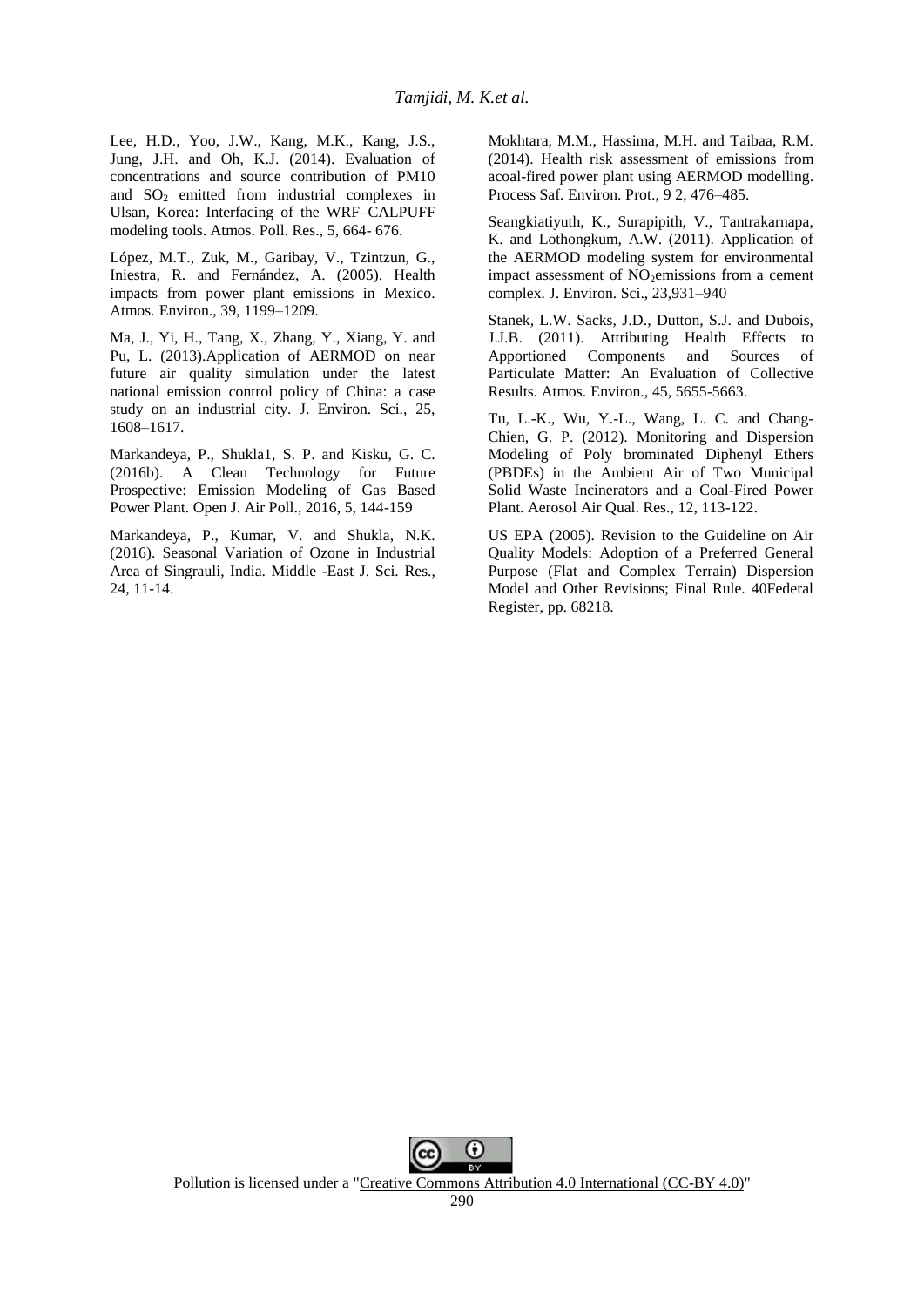Lee, H.D., Yoo, J.W., Kang, M.K., Kang, J.S., Jung, J.H. and Oh, K.J. (2014). Evaluation of concentrations and source contribution of PM10 and $SO_2$ emitted from industrial complexes in Ulsan, Korea: Interfacing of the WRF–CALPUFF modeling tools. Atmos. Poll. Res., 5, 664- 676.

López, M.T., Zuk, M., Garibay, V., Tzintzun, G., Iniestra, R. and Fernández, A. (2005). Health impacts from power plant emissions in Mexico. Atmos. Environ., 39, 1199–1209.

Ma, J., Yi, H., Tang, X., Zhang, Y., Xiang, Y. and Pu, L. (2013).Application of AERMOD on near future air quality simulation under the latest national emission control policy of China: a case study on an industrial city. J. Environ. Sci., 25, 1608–1617.

Markandeya, P., Shukla1, S. P. and Kisku, G. C. (2016b). A Clean Technology for Future Prospective: Emission Modeling of Gas Based Power Plant. Open J. Air Poll., 2016, 5, 144-159

Markandeya, P., Kumar, V. and Shukla, N.K. (2016). Seasonal Variation of Ozone in Industrial Area of Singrauli, India. Middle -East J. Sci. Res., 24, 11-14.

Mokhtara, M.M., Hassima, M.H. and Taibaa, R.M. (2014). Health risk assessment of emissions from acoal-fired power plant using AERMOD modelling. Process Saf. Environ. Prot., 9 2, 476–485.

Seangkiatiyuth, K., Surapipith, V., Tantrakarnapa, K. and Lothongkum, A.W. (2011). Application of the AERMOD modeling system for environmental impact assessment of $NO_2$emissions from a cement complex. J. Environ. Sci., 23,931–940

Stanek, L.W. Sacks, J.D., Dutton, S.J. and Dubois, J.J.B. (2011). Attributing Health Effects to Apportioned Components and Sources of Particulate Matter: An Evaluation of Collective Results. Atmos. Environ., 45, 5655-5663.

Tu, L.-K., Wu, Y.-L., Wang, L. C. and Chang-Chien, G. P. (2012). Monitoring and Dispersion Modeling of Poly brominated Diphenyl Ethers (PBDEs) in the Ambient Air of Two Municipal Solid Waste Incinerators and a Coal-Fired Power Plant. Aerosol Air Qual. Res., 12, 113-122.

US EPA (2005). Revision to the Guideline on Air Quality Models: Adoption of a Preferred General Purpose (Flat and Complex Terrain) Dispersion Model and Other Revisions; Final Rule. 40Federal Register, pp. 68218.

Pollution is licensed under a "Creative Commons Attribution 4.0 International (CC-BY 4.0)"